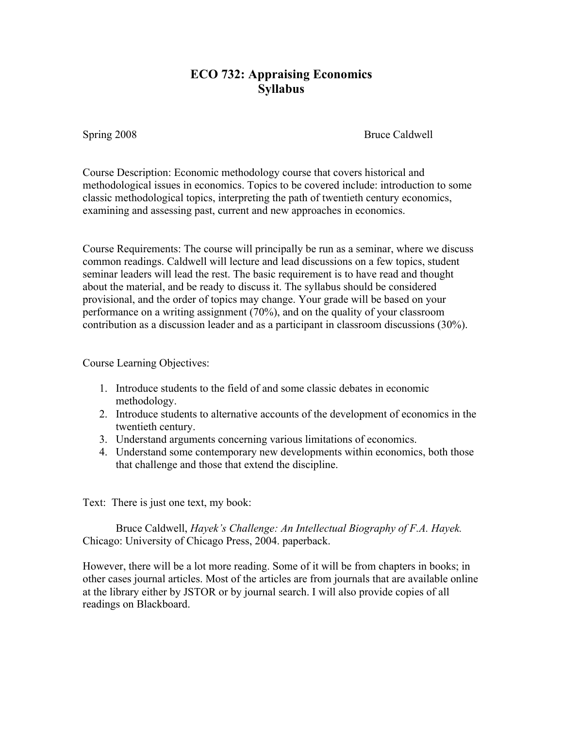# ECO 732: Appraising Economics
# Syllabus

Spring 2008 Bruce Caldwell

Course Description: Economic methodology course that covers historical and methodological issues in economics. Topics to be covered include: introduction to some classic methodological topics, interpreting the path of twentieth century economics, examining and assessing past, current and new approaches in economics.

Course Requirements: The course will principally be run as a seminar, where we discuss common readings. Caldwell will lecture and lead discussions on a few topics, student seminar leaders will lead the rest. The basic requirement is to have read and thought about the material, and be ready to discuss it. The syllabus should be considered provisional, and the order of topics may change. Your grade will be based on your performance on a writing assignment (70%), and on the quality of your classroom contribution as a discussion leader and as a participant in classroom discussions (30%).

Course Learning Objectives:

1. Introduce students to the field of and some classic debates in economic methodology.
2. Introduce students to alternative accounts of the development of economics in the twentieth century.
3. Understand arguments concerning various limitations of economics.
4. Understand some contemporary new developments within economics, both those that challenge and those that extend the discipline.

Text: There is just one text, my book:

Bruce Caldwell, *Hayek's Challenge: An Intellectual Biography of F.A. Hayek.* Chicago: University of Chicago Press, 2004. paperback.

However, there will be a lot more reading. Some of it will be from chapters in books; in other cases journal articles. Most of the articles are from journals that are available online at the library either by JSTOR or by journal search. I will also provide copies of all readings on Blackboard.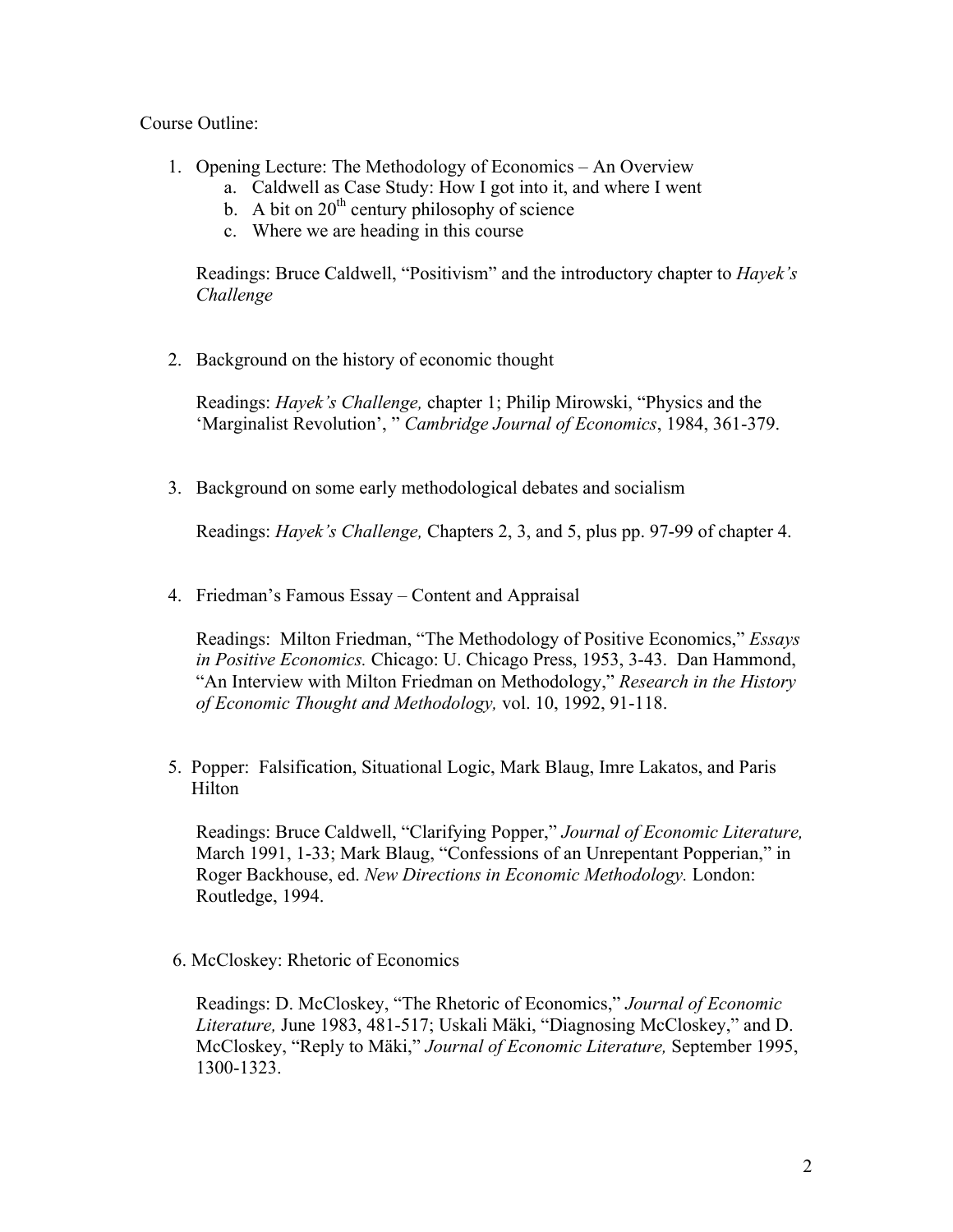Course Outline:

1. Opening Lecture: The Methodology of Economics – An Overview
    a. Caldwell as Case Study: How I got into it, and where I went
    b. A bit on 20th century philosophy of science
    c. Where we are heading in this course

    Readings: Bruce Caldwell, "Positivism" and the introductory chapter to *Hayek's Challenge*

2. Background on the history of economic thought

    Readings: *Hayek's Challenge,* chapter 1; Philip Mirowski, "Physics and the 'Marginalist Revolution', " *Cambridge Journal of Economics*, 1984, 361-379.

3. Background on some early methodological debates and socialism

    Readings: *Hayek's Challenge,* Chapters 2, 3, and 5, plus pp. 97-99 of chapter 4.

4. Friedman's Famous Essay – Content and Appraisal

    Readings: Milton Friedman, "The Methodology of Positive Economics," *Essays in Positive Economics.* Chicago: U. Chicago Press, 1953, 3-43. Dan Hammond, "An Interview with Milton Friedman on Methodology," *Research in the History of Economic Thought and Methodology,* vol. 10, 1992, 91-118.

5. Popper: Falsification, Situational Logic, Mark Blaug, Imre Lakatos, and Paris Hilton

    Readings: Bruce Caldwell, "Clarifying Popper," *Journal of Economic Literature,* March 1991, 1-33; Mark Blaug, "Confessions of an Unrepentant Popperian," in Roger Backhouse, ed. *New Directions in Economic Methodology.* London: Routledge, 1994.

6. McCloskey: Rhetoric of Economics

    Readings: D. McCloskey, "The Rhetoric of Economics," *Journal of Economic Literature,* June 1983, 481-517; Uskali Mäki, "Diagnosing McCloskey," and D. McCloskey, "Reply to Mäki," *Journal of Economic Literature,* September 1995, 1300-1323.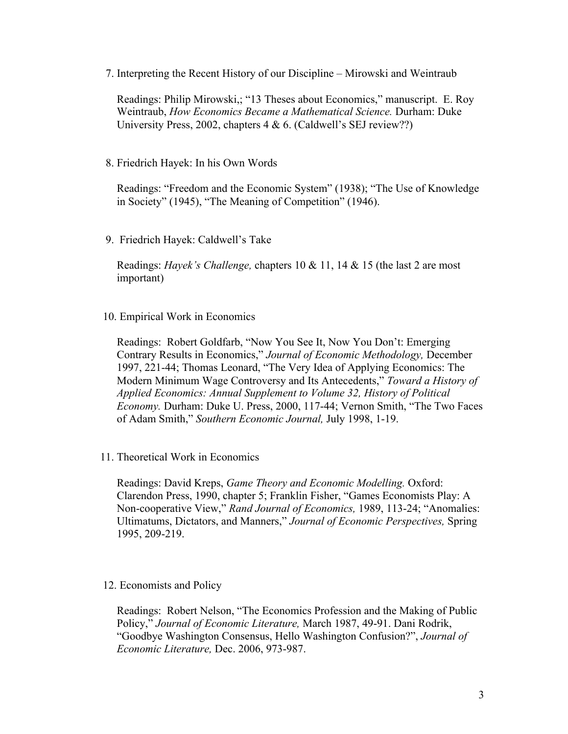7. Interpreting the Recent History of our Discipline – Mirowski and Weintraub

   Readings: Philip Mirowski,; "13 Theses about Economics," manuscript. E. Roy Weintraub, *How Economics Became a Mathematical Science.* Durham: Duke University Press, 2002, chapters 4 & 6. (Caldwell's SEJ review??)

8. Friedrich Hayek: In his Own Words

   Readings: "Freedom and the Economic System" (1938); "The Use of Knowledge in Society" (1945), "The Meaning of Competition" (1946).

9. Friedrich Hayek: Caldwell's Take

   Readings: *Hayek's Challenge,* chapters 10 & 11, 14 & 15 (the last 2 are most important)

10. Empirical Work in Economics

    Readings: Robert Goldfarb, "Now You See It, Now You Don't: Emerging Contrary Results in Economics," *Journal of Economic Methodology,* December 1997, 221-44; Thomas Leonard, "The Very Idea of Applying Economics: The Modern Minimum Wage Controversy and Its Antecedents," *Toward a History of Applied Economics: Annual Supplement to Volume 32, History of Political Economy.* Durham: Duke U. Press, 2000, 117-44; Vernon Smith, "The Two Faces of Adam Smith," *Southern Economic Journal,* July 1998, 1-19.

11. Theoretical Work in Economics

    Readings: David Kreps, *Game Theory and Economic Modelling.* Oxford: Clarendon Press, 1990, chapter 5; Franklin Fisher, "Games Economists Play: A Non-cooperative View," *Rand Journal of Economics,* 1989, 113-24; "Anomalies: Ultimatums, Dictators, and Manners," *Journal of Economic Perspectives,* Spring 1995, 209-219.

12. Economists and Policy

    Readings: Robert Nelson, "The Economics Profession and the Making of Public Policy," *Journal of Economic Literature,* March 1987, 49-91. Dani Rodrik, "Goodbye Washington Consensus, Hello Washington Confusion?", *Journal of Economic Literature,* Dec. 2006, 973-987.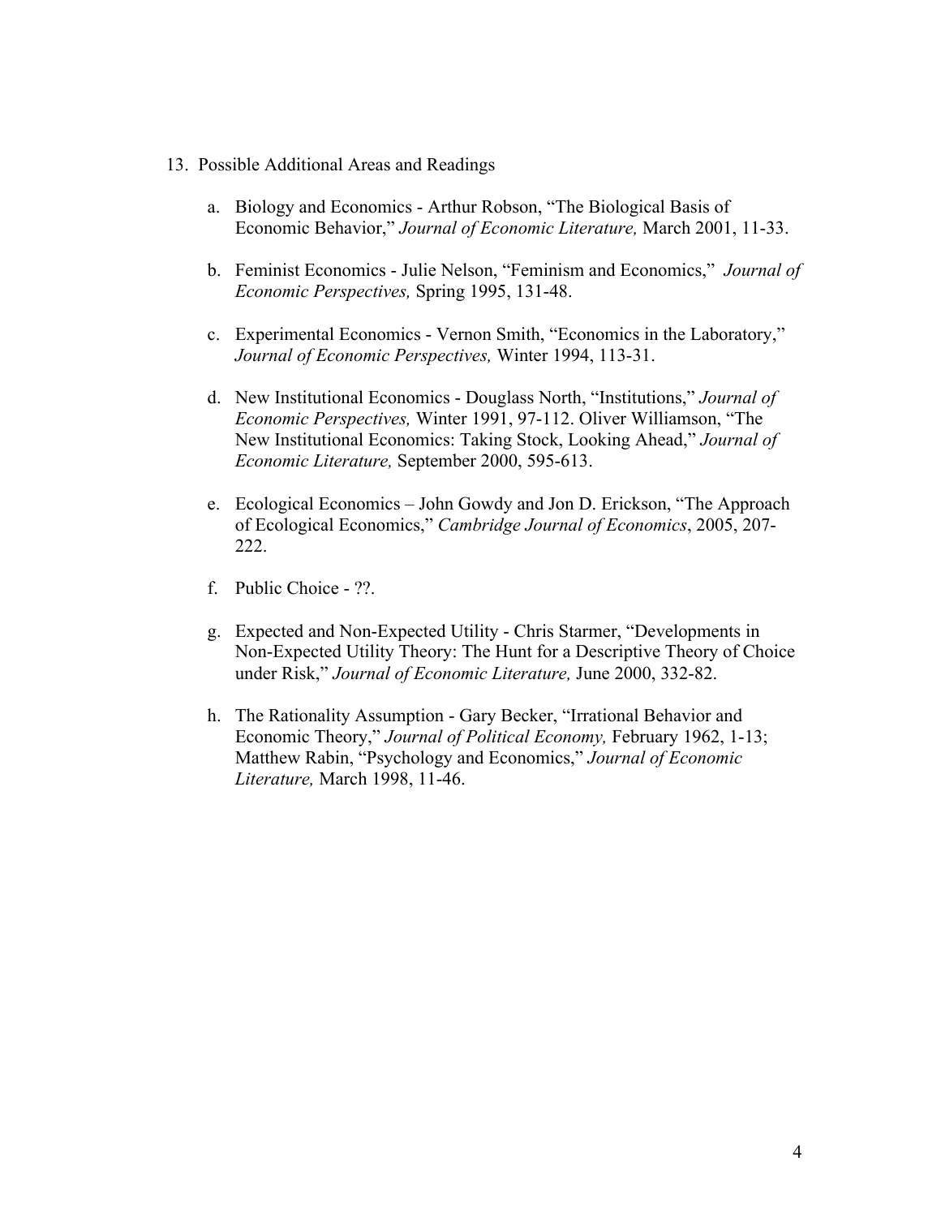13. Possible Additional Areas and Readings

    a. Biology and Economics - Arthur Robson, "The Biological Basis of Economic Behavior," *Journal of Economic Literature,* March 2001, 11-33.

    b. Feminist Economics - Julie Nelson, "Feminism and Economics," *Journal of Economic Perspectives,* Spring 1995, 131-48.

    c. Experimental Economics - Vernon Smith, "Economics in the Laboratory," *Journal of Economic Perspectives,* Winter 1994, 113-31.

    d. New Institutional Economics - Douglass North, "Institutions," *Journal of Economic Perspectives,* Winter 1991, 97-112. Oliver Williamson, "The New Institutional Economics: Taking Stock, Looking Ahead," *Journal of Economic Literature,* September 2000, 595-613.

    e. Ecological Economics – John Gowdy and Jon D. Erickson, "The Approach of Ecological Economics," *Cambridge Journal of Economics*, 2005, 207-222.

    f. Public Choice - ??.

    g. Expected and Non-Expected Utility - Chris Starmer, "Developments in Non-Expected Utility Theory: The Hunt for a Descriptive Theory of Choice under Risk," *Journal of Economic Literature,* June 2000, 332-82.

    h. The Rationality Assumption - Gary Becker, "Irrational Behavior and Economic Theory," *Journal of Political Economy,* February 1962, 1-13; Matthew Rabin, "Psychology and Economics," *Journal of Economic Literature,* March 1998, 11-46.